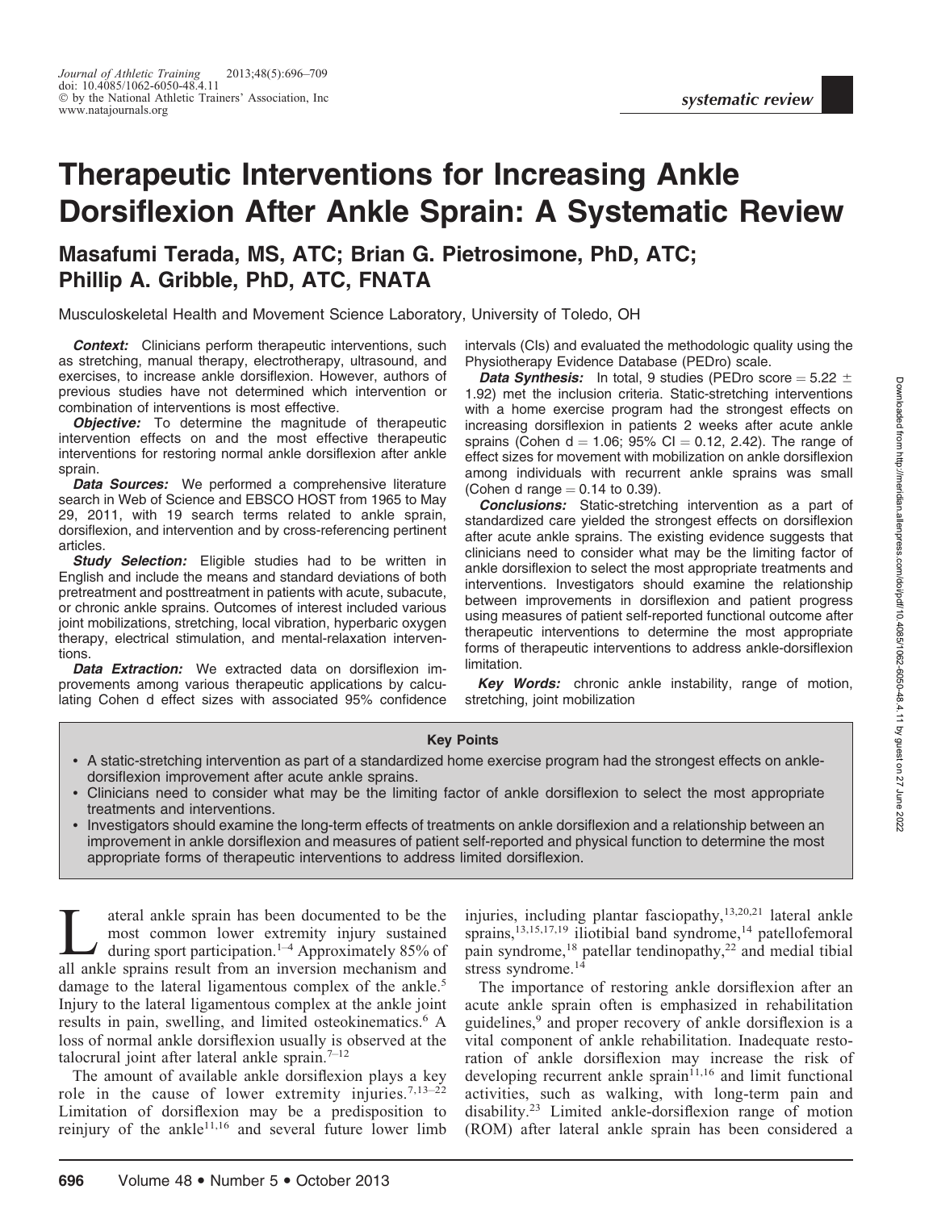systematic review

# Therapeutic Interventions for Increasing Ankle Dorsiflexion After Ankle Sprain: A Systematic Review

## Masafumi Terada, MS, ATC; Brian G. Pietrosimone, PhD, ATC; Phillip A. Gribble, PhD, ATC, FNATA

Musculoskeletal Health and Movement Science Laboratory, University of Toledo, OH

***Context:*** Clinicians perform therapeutic interventions, such as stretching, manual therapy, electrotherapy, ultrasound, and exercises, to increase ankle dorsiflexion. However, authors of previous studies have not determined which intervention or combination of interventions is most effective.

***Objective:*** To determine the magnitude of therapeutic intervention effects on and the most effective therapeutic interventions for restoring normal ankle dorsiflexion after ankle sprain.

***Data Sources:*** We performed a comprehensive literature search in Web of Science and EBSCO HOST from 1965 to May 29, 2011, with 19 search terms related to ankle sprain, dorsiflexion, and intervention and by cross-referencing pertinent articles.

***Study Selection:*** Eligible studies had to be written in English and include the means and standard deviations of both pretreatment and posttreatment in patients with acute, subacute, or chronic ankle sprains. Outcomes of interest included various joint mobilizations, stretching, local vibration, hyperbaric oxygen therapy, electrical stimulation, and mental-relaxation interventions.

***Data Extraction:*** We extracted data on dorsiflexion improvements among various therapeutic applications by calculating Cohen d effect sizes with associated 95% confidence intervals (CIs) and evaluated the methodologic quality using the Physiotherapy Evidence Database (PEDro) scale.

***Data Synthesis:*** In total, 9 studies (PEDro score = 5.22 ± 1.92) met the inclusion criteria. Static-stretching interventions with a home exercise program had the strongest effects on increasing dorsiflexion in patients 2 weeks after acute ankle sprains (Cohen d = 1.06; 95% CI = 0.12, 2.42). The range of effect sizes for movement with mobilization on ankle dorsiflexion among individuals with recurrent ankle sprains was small (Cohen d range = 0.14 to 0.39).

***Conclusions:*** Static-stretching intervention as a part of standardized care yielded the strongest effects on dorsiflexion after acute ankle sprains. The existing evidence suggests that clinicians need to consider what may be the limiting factor of ankle dorsiflexion to select the most appropriate treatments and interventions. Investigators should examine the relationship between improvements in dorsiflexion and patient progress using measures of patient self-reported functional outcome after therapeutic interventions to determine the most appropriate forms of therapeutic interventions to address ankle-dorsiflexion limitation.

***Key Words:*** chronic ankle instability, range of motion, stretching, joint mobilization

**Key Points**

- A static-stretching intervention as part of a standardized home exercise program had the strongest effects on ankle-dorsiflexion improvement after acute ankle sprains.
- Clinicians need to consider what may be the limiting factor of ankle dorsiflexion to select the most appropriate treatments and interventions.
- Investigators should examine the long-term effects of treatments on ankle dorsiflexion and a relationship between an improvement in ankle dorsiflexion and measures of patient self-reported and physical function to determine the most appropriate forms of therapeutic interventions to address limited dorsiflexion.

Lateral ankle sprain has been documented to be the most common lower extremity injury sustained during sport participation.[1–4] Approximately 85% of all ankle sprains result from an inversion mechanism and damage to the lateral ligamentous complex of the ankle.[5] Injury to the lateral ligamentous complex at the ankle joint results in pain, swelling, and limited osteokinematics.[6] A loss of normal ankle dorsiflexion usually is observed at the talocrural joint after lateral ankle sprain.[7–12]

The amount of available ankle dorsiflexion plays a key role in the cause of lower extremity injuries.[7,13–22] Limitation of dorsiflexion may be a predisposition to reinjury of the ankle[11,16] and several future lower limb injuries, including plantar fasciopathy,[13,20,21] lateral ankle sprains,[13,15,17,19] iliotibial band syndrome,[14] patellofemoral pain syndrome,[18] patellar tendinopathy,[22] and medial tibial stress syndrome.[14]

The importance of restoring ankle dorsiflexion after an acute ankle sprain often is emphasized in rehabilitation guidelines,[9] and proper recovery of ankle dorsiflexion is a vital component of ankle rehabilitation. Inadequate restoration of ankle dorsiflexion may increase the risk of developing recurrent ankle sprain[11,16] and limit functional activities, such as walking, with long-term pain and disability.[23] Limited ankle-dorsiflexion range of motion (ROM) after lateral ankle sprain has been considered a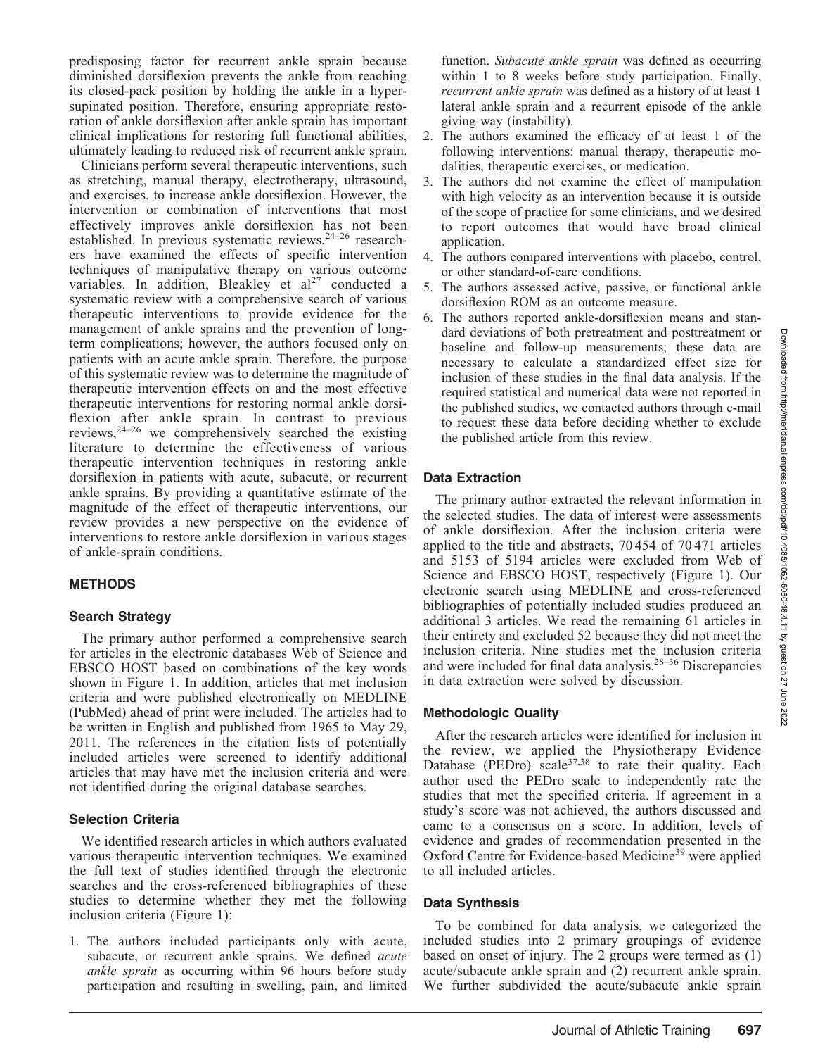predisposing factor for recurrent ankle sprain because diminished dorsiflexion prevents the ankle from reaching its closed-pack position by holding the ankle in a hypersupinated position. Therefore, ensuring appropriate restoration of ankle dorsiflexion after ankle sprain has important clinical implications for restoring full functional abilities, ultimately leading to reduced risk of recurrent ankle sprain.

Clinicians perform several therapeutic interventions, such as stretching, manual therapy, electrotherapy, ultrasound, and exercises, to increase ankle dorsiflexion. However, the intervention or combination of interventions that most effectively improves ankle dorsiflexion has not been established. In previous systematic reviews,[24–26] researchers have examined the effects of specific intervention techniques of manipulative therapy on various outcome variables. In addition, Bleakley et al[27] conducted a systematic review with a comprehensive search of various therapeutic interventions to provide evidence for the management of ankle sprains and the prevention of long-term complications; however, the authors focused only on patients with an acute ankle sprain. Therefore, the purpose of this systematic review was to determine the magnitude of therapeutic intervention effects on and the most effective therapeutic interventions for restoring normal ankle dorsiflexion after ankle sprain. In contrast to previous reviews,[24–26] we comprehensively searched the existing literature to determine the effectiveness of various therapeutic intervention techniques in restoring ankle dorsiflexion in patients with acute, subacute, or recurrent ankle sprains. By providing a quantitative estimate of the magnitude of the effect of therapeutic interventions, our review provides a new perspective on the evidence of interventions to restore ankle dorsiflexion in various stages of ankle-sprain conditions.

## METHODS

### Search Strategy

The primary author performed a comprehensive search for articles in the electronic databases Web of Science and EBSCO HOST based on combinations of the key words shown in Figure 1. In addition, articles that met inclusion criteria and were published electronically on MEDLINE (PubMed) ahead of print were included. The articles had to be written in English and published from 1965 to May 29, 2011. The references in the citation lists of potentially included articles were screened to identify additional articles that may have met the inclusion criteria and were not identified during the original database searches.

### Selection Criteria

We identified research articles in which authors evaluated various therapeutic intervention techniques. We examined the full text of studies identified through the electronic searches and the cross-referenced bibliographies of these studies to determine whether they met the following inclusion criteria (Figure 1):

1. The authors included participants only with acute, subacute, or recurrent ankle sprains. We defined *acute ankle sprain* as occurring within 96 hours before study participation and resulting in swelling, pain, and limited function. *Subacute ankle sprain* was defined as occurring within 1 to 8 weeks before study participation. Finally, *recurrent ankle sprain* was defined as a history of at least 1 lateral ankle sprain and a recurrent episode of the ankle giving way (instability).
2. The authors examined the efficacy of at least 1 of the following interventions: manual therapy, therapeutic modalities, therapeutic exercises, or medication.
3. The authors did not examine the effect of manipulation with high velocity as an intervention because it is outside of the scope of practice for some clinicians, and we desired to report outcomes that would have broad clinical application.
4. The authors compared interventions with placebo, control, or other standard-of-care conditions.
5. The authors assessed active, passive, or functional ankle dorsiflexion ROM as an outcome measure.
6. The authors reported ankle-dorsiflexion means and standard deviations of both pretreatment and posttreatment or baseline and follow-up measurements; these data are necessary to calculate a standardized effect size for inclusion of these studies in the final data analysis. If the required statistical and numerical data were not reported in the published studies, we contacted authors through e-mail to request these data before deciding whether to exclude the published article from this review.

### Data Extraction

The primary author extracted the relevant information in the selected studies. The data of interest were assessments of ankle dorsiflexion. After the inclusion criteria were applied to the title and abstracts, 70 454 of 70 471 articles and 5153 of 5194 articles were excluded from Web of Science and EBSCO HOST, respectively (Figure 1). Our electronic search using MEDLINE and cross-referenced bibliographies of potentially included studies produced an additional 3 articles. We read the remaining 61 articles in their entirety and excluded 52 because they did not meet the inclusion criteria. Nine studies met the inclusion criteria and were included for final data analysis.[28–36] Discrepancies in data extraction were solved by discussion.

### Methodologic Quality

After the research articles were identified for inclusion in the review, we applied the Physiotherapy Evidence Database (PEDro) scale[37,38] to rate their quality. Each author used the PEDro scale to independently rate the studies that met the specified criteria. If agreement in a study's score was not achieved, the authors discussed and came to a consensus on a score. In addition, levels of evidence and grades of recommendation presented in the Oxford Centre for Evidence-based Medicine[39] were applied to all included articles.

### Data Synthesis

To be combined for data analysis, we categorized the included studies into 2 primary groupings of evidence based on onset of injury. The 2 groups were termed as (1) acute/subacute ankle sprain and (2) recurrent ankle sprain. We further subdivided the acute/subacute ankle sprain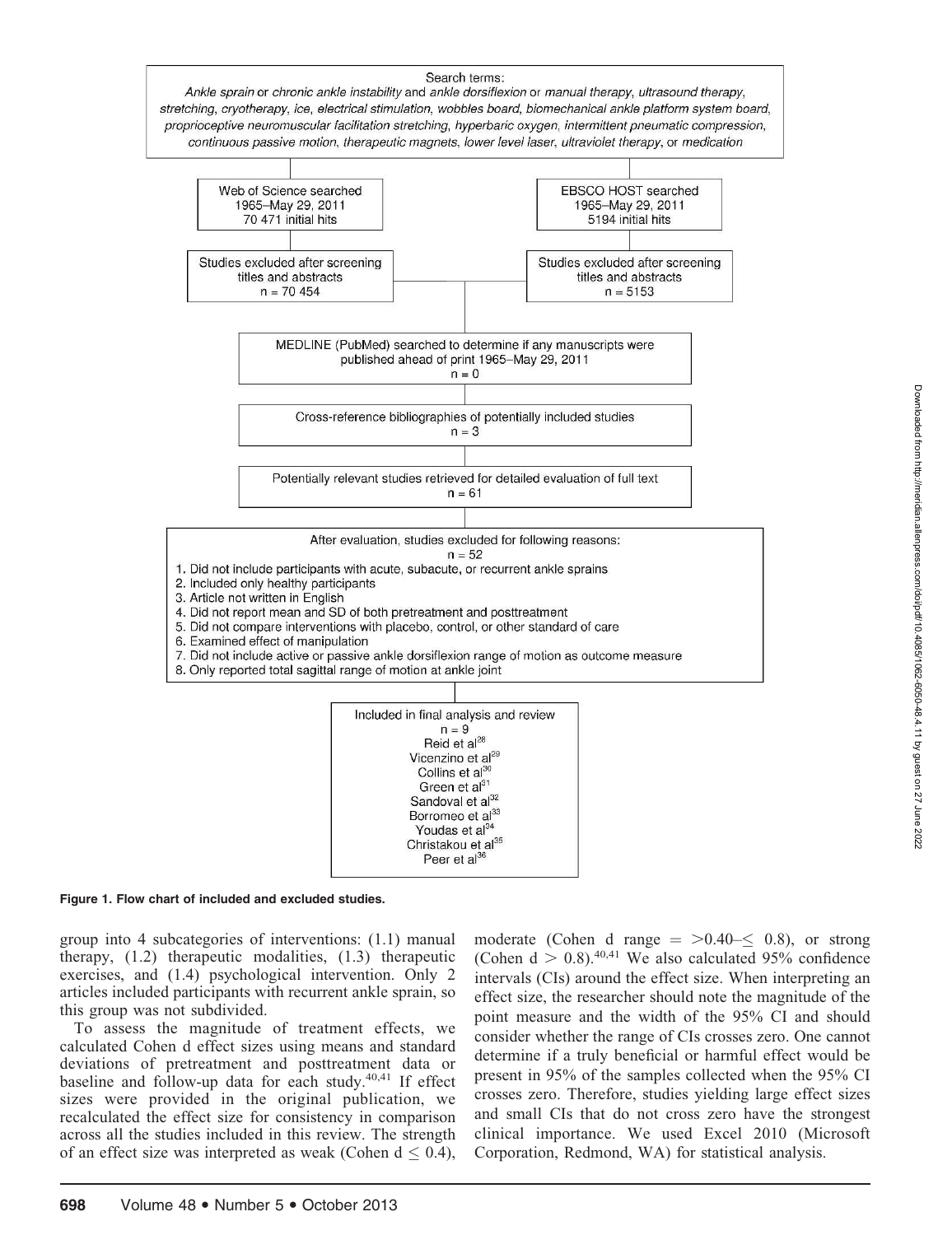Search terms:
*Ankle sprain* or *chronic ankle instability* and *ankle dorsiflexion* or *manual therapy, ultrasound therapy, stretching, cryotherapy, ice, electrical stimulation, wobbles board, biomechanical ankle platform system board, proprioceptive neuromuscular facilitation stretching, hyperbaric oxygen, intermittent pneumatic compression, continuous passive motion, therapeutic magnets, lower level laser, ultraviolet therapy*, or *medication*

Web of Science searched
1965–May 29, 2011
70 471 initial hits

EBSCO HOST searched
1965–May 29, 2011
5194 initial hits

Studies excluded after screening titles and abstracts
n = 70 454

Studies excluded after screening titles and abstracts
n = 5153

MEDLINE (PubMed) searched to determine if any manuscripts were published ahead of print 1965–May 29, 2011
n = 0

Cross-reference bibliographies of potentially included studies
n = 3

Potentially relevant studies retrieved for detailed evaluation of full text
n = 61

After evaluation, studies excluded for following reasons:
n = 52

1. Did not include participants with acute, subacute, or recurrent ankle sprains
2. Included only healthy participants
3. Article not written in English
4. Did not report mean and SD of both pretreatment and posttreatment
5. Did not compare interventions with placebo, control, or other standard of care
6. Examined effect of manipulation
7. Did not include active or passive ankle dorsiflexion range of motion as outcome measure
8. Only reported total sagittal range of motion at ankle joint

Included in final analysis and review
n = 9
Reid et al[28]
Vicenzino et al[29]
Collins et al[30]
Green et al[31]
Sandoval et al[32]
Borromeo et al[33]
Youdas et al[34]
Christakou et al[35]
Peer et al[36]

**Figure 1. Flow chart of included and excluded studies.**

group into 4 subcategories of interventions: (1.1) manual therapy, (1.2) therapeutic modalities, (1.3) therapeutic exercises, and (1.4) psychological intervention. Only 2 articles included participants with recurrent ankle sprain, so this group was not subdivided.

To assess the magnitude of treatment effects, we calculated Cohen d effect sizes using means and standard deviations of pretreatment and posttreatment data or baseline and follow-up data for each study.[40,41] If effect sizes were provided in the original publication, we recalculated the effect size for consistency in comparison across all the studies included in this review. The strength of an effect size was interpreted as weak (Cohen $d \leq 0.4$), moderate (Cohen d range = $>0.40$–$\leq 0.8$), or strong (Cohen $d > 0.8$).[40,41] We also calculated 95% confidence intervals (CIs) around the effect size. When interpreting an effect size, the researcher should note the magnitude of the point measure and the width of the 95% CI and should consider whether the range of CIs crosses zero. One cannot determine if a truly beneficial or harmful effect would be present in 95% of the samples collected when the 95% CI crosses zero. Therefore, studies yielding large effect sizes and small CIs that do not cross zero have the strongest clinical importance. We used Excel 2010 (Microsoft Corporation, Redmond, WA) for statistical analysis.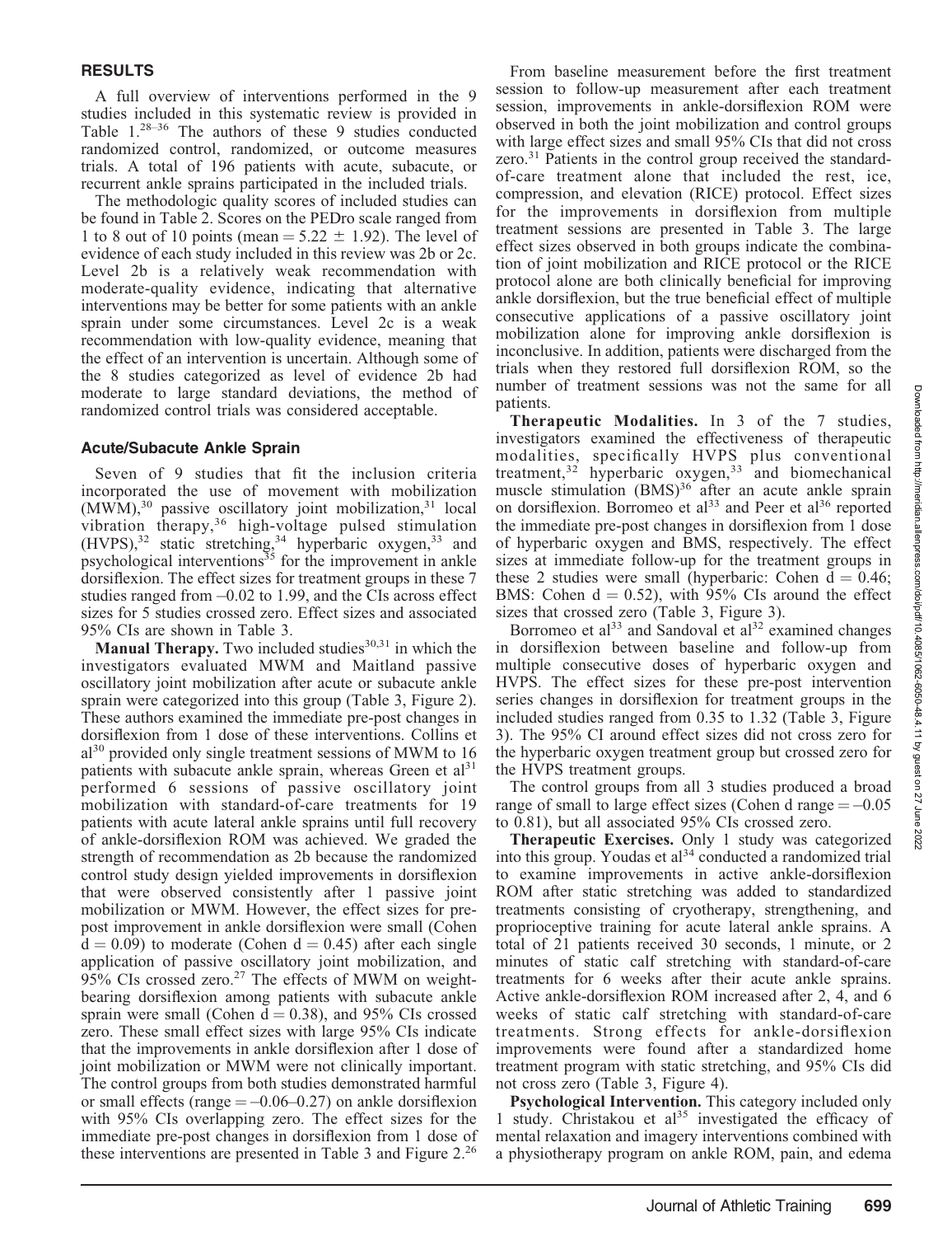## RESULTS

A full overview of interventions performed in the 9 studies included in this systematic review is provided in Table 1.[28–36] The authors of these 9 studies conducted randomized control, randomized, or outcome measures trials. A total of 196 patients with acute, subacute, or recurrent ankle sprains participated in the included trials.

The methodologic quality scores of included studies can be found in Table 2. Scores on the PEDro scale ranged from 1 to 8 out of 10 points (mean = 5.22 ± 1.92). The level of evidence of each study included in this review was 2b or 2c. Level 2b is a relatively weak recommendation with moderate-quality evidence, indicating that alternative interventions may be better for some patients with an ankle sprain under some circumstances. Level 2c is a weak recommendation with low-quality evidence, meaning that the effect of an intervention is uncertain. Although some of the 8 studies categorized as level of evidence 2b had moderate to large standard deviations, the method of randomized control trials was considered acceptable.

### Acute/Subacute Ankle Sprain

Seven of 9 studies that fit the inclusion criteria incorporated the use of movement with mobilization (MWM),[30] passive oscillatory joint mobilization,[31] local vibration therapy,[36] high-voltage pulsed stimulation (HVPS),[32] static stretching,[34] hyperbaric oxygen,[33] and psychological interventions[35] for the improvement in ankle dorsiflexion. The effect sizes for treatment groups in these 7 studies ranged from –0.02 to 1.99, and the CIs across effect sizes for 5 studies crossed zero. Effect sizes and associated 95% CIs are shown in Table 3.

**Manual Therapy.** Two included studies[30,31] in which the investigators evaluated MWM and Maitland passive oscillatory joint mobilization after acute or subacute ankle sprain were categorized into this group (Table 3, Figure 2). These authors examined the immediate pre-post changes in dorsiflexion from 1 dose of these interventions. Collins et al[30] provided only single treatment sessions of MWM to 16 patients with subacute ankle sprain, whereas Green et al[31] performed 6 sessions of passive oscillatory joint mobilization with standard-of-care treatments for 19 patients with acute lateral ankle sprains until full recovery of ankle-dorsiflexion ROM was achieved. We graded the strength of recommendation as 2b because the randomized control study design yielded improvements in dorsiflexion that were observed consistently after 1 passive joint mobilization or MWM. However, the effect sizes for pre-post improvement in ankle dorsiflexion were small (Cohen d = 0.09) to moderate (Cohen d = 0.45) after each single application of passive oscillatory joint mobilization, and 95% CIs crossed zero.[27] The effects of MWM on weight-bearing dorsiflexion among patients with subacute ankle sprain were small (Cohen d = 0.38), and 95% CIs crossed zero. These small effect sizes with large 95% CIs indicate that the improvements in ankle dorsiflexion after 1 dose of joint mobilization or MWM were not clinically important. The control groups from both studies demonstrated harmful or small effects (range = –0.06–0.27) on ankle dorsiflexion with 95% CIs overlapping zero. The effect sizes for the immediate pre-post changes in dorsiflexion from 1 dose of these interventions are presented in Table 3 and Figure 2.[26]

From baseline measurement before the first treatment session to follow-up measurement after each treatment session, improvements in ankle-dorsiflexion ROM were observed in both the joint mobilization and control groups with large effect sizes and small 95% CIs that did not cross zero.[31] Patients in the control group received the standard-of-care treatment alone that included the rest, ice, compression, and elevation (RICE) protocol. Effect sizes for the improvements in dorsiflexion from multiple treatment sessions are presented in Table 3. The large effect sizes observed in both groups indicate the combination of joint mobilization and RICE protocol or the RICE protocol alone are both clinically beneficial for improving ankle dorsiflexion, but the true beneficial effect of multiple consecutive applications of a passive oscillatory joint mobilization alone for improving ankle dorsiflexion is inconclusive. In addition, patients were discharged from the trials when they restored full dorsiflexion ROM, so the number of treatment sessions was not the same for all patients.

**Therapeutic Modalities.** In 3 of the 7 studies, investigators examined the effectiveness of therapeutic modalities, specifically HVPS plus conventional treatment,[32] hyperbaric oxygen,[33] and biomechanical muscle stimulation (BMS)[36] after an acute ankle sprain on dorsiflexion. Borromeo et al[33] and Peer et al[36] reported the immediate pre-post changes in dorsiflexion from 1 dose of hyperbaric oxygen and BMS, respectively. The effect sizes at immediate follow-up for the treatment groups in these 2 studies were small (hyperbaric: Cohen d = 0.46; BMS: Cohen d = 0.52), with 95% CIs around the effect sizes that crossed zero (Table 3, Figure 3).

Borromeo et al[33] and Sandoval et al[32] examined changes in dorsiflexion between baseline and follow-up from multiple consecutive doses of hyperbaric oxygen and HVPS. The effect sizes for these pre-post intervention series changes in dorsiflexion for treatment groups in the included studies ranged from 0.35 to 1.32 (Table 3, Figure 3). The 95% CI around effect sizes did not cross zero for the hyperbaric oxygen treatment group but crossed zero for the HVPS treatment groups.

The control groups from all 3 studies produced a broad range of small to large effect sizes (Cohen d range = –0.05 to 0.81), but all associated 95% CIs crossed zero.

**Therapeutic Exercises.** Only 1 study was categorized into this group. Youdas et al[34] conducted a randomized trial to examine improvements in active ankle-dorsiflexion ROM after static stretching was added to standardized treatments consisting of cryotherapy, strengthening, and proprioceptive training for acute lateral ankle sprains. A total of 21 patients received 30 seconds, 1 minute, or 2 minutes of static calf stretching with standard-of-care treatments for 6 weeks after their acute ankle sprains. Active ankle-dorsiflexion ROM increased after 2, 4, and 6 weeks of static calf stretching with standard-of-care treatments. Strong effects for ankle-dorsiflexion improvements were found after a standardized home treatment program with static stretching, and 95% CIs did not cross zero (Table 3, Figure 4).

**Psychological Intervention.** This category included only 1 study. Christakou et al[35] investigated the efficacy of mental relaxation and imagery interventions combined with a physiotherapy program on ankle ROM, pain, and edema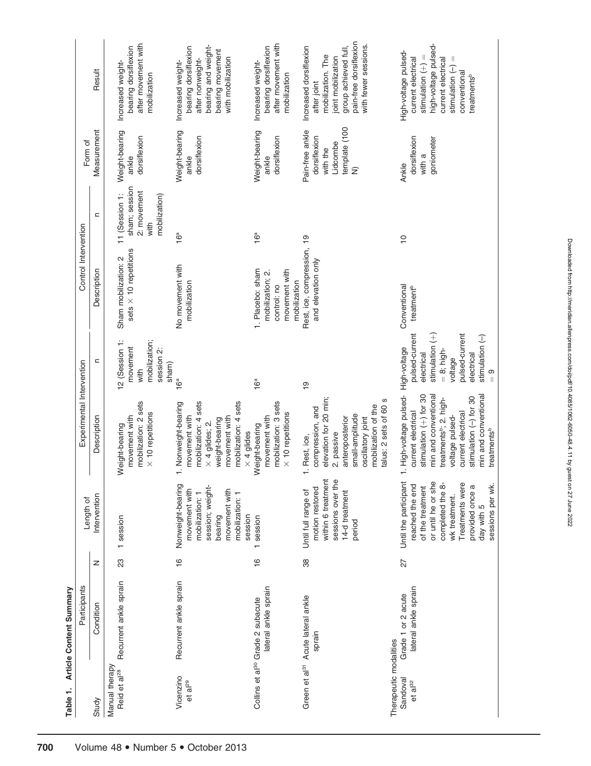**Table 1. Article Content Summary**

| Study | Participants: Condition | Participants: N | Length of Intervention | Experimental Intervention: Description | Experimental Intervention: n | Control Intervention: Description | Control Intervention: n | Form of Measurement | Result |
|---|---|---|---|---|---|---|---|---|---|
| Manual therapy | | | | | | | | | |
| Reid et al[28] | Recurrent ankle sprain | 23 | 1 session | Weight-bearing movement with mobilization: 2 sets × 10 repetitions | 12 (Session 1: movement with mobilization; session 2: sham) | Sham mobilization: 2 sets × 10 repetitions | 11 (Session 1: sham; session 2: movement with mobilization) | Weight-bearing ankle dorsiflexion | Increased weight-bearing dorsiflexion after movement with mobilization |
| Vicenzino et al[29] | Recurrent ankle sprain | 16 | Nonweight-bearing movement with mobilization: 1 session; weight-bearing movement with mobilization: 1 session | 1. Nonweight-bearing movement with mobilization: 4 sets × 4 glides; 2. weight-bearing movement with mobilization: 4 sets × 4 glides | 16[a] | No movement with mobilization | 16[a] | Weight-bearing ankle dorsiflexion | Increased weight-bearing dorsiflexion after nonweight-bearing and weight-bearing movement with mobilization |
| Collins et al[30] | Grade 2 subacute lateral ankle sprain | 16 | 1 session | Weight-bearing movement with mobilization: 3 sets × 10 repetitions | 16[a] | 1. Placebo: sham mobilization; 2. control: no movement with mobilization | 16[a] | Weight-bearing ankle dorsiflexion | Increased weight-bearing dorsiflexion after movement with mobilization |
| Green et al[31] | Acute lateral ankle sprain | 38 | Until full range of motion restored within 6 treatment sessions over the 14-d treatment period | 1. Rest, ice, compression, and elevation for 20 min; 2. passive anteroposterior small-amplitude oscillatory joint mobilization of the talus: 2 sets of 60 s | 19 | Rest, ice, compression, and elevation only | 19 | Pain-free ankle dorsiflexion with the Lidcombe template (100 N) | Increased dorsiflexion after joint mobilization. The joint mobilization group achieved full, pain-free dorsiflexion with fewer sessions. |
| Therapeutic modalities | | | | | | | | | |
| Sandoval et al[32] | Grade 1 or 2 acute lateral ankle sprain | 27 | Until the participant reached the end of the treatment or until he or she completed the 8-wk treatment. Treatments were provided once a day with 5 sessions per wk. | 1. High-voltage pulsed-current electrical stimulation (+) for 30 min and conventional treatments[b]; 2. high-voltage pulsed-current electrical stimulation (−) for 30 min and conventional treatments[b] | High-voltage pulsed-current electrical stimulation (+) = 8; high-voltage pulsed-current electrical stimulation (−) = 9 | Conventional treatment[b] | 10 | Ankle dorsiflexion with a goniometer | High-voltage pulsed-current electrical stimulation (+) = high-voltage pulsed-current electrical stimulation (−) = conventional treatments[b] |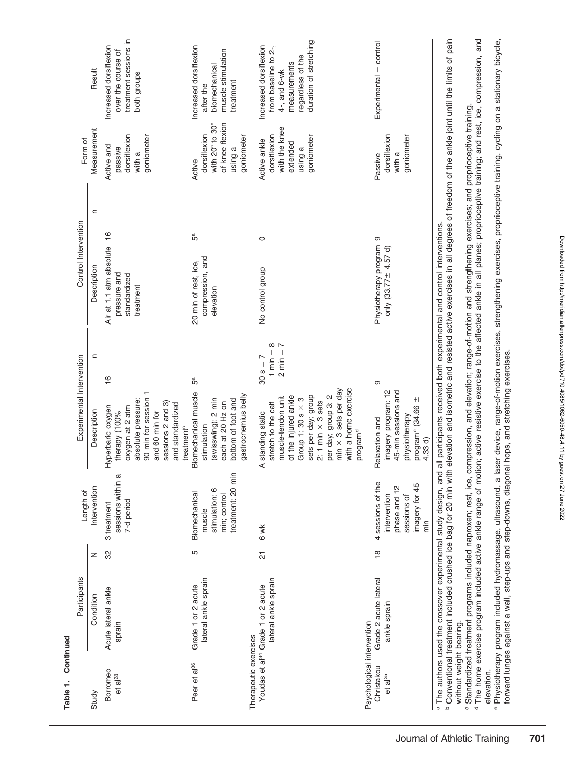**Table 1. Continued**

| Study | Participants | | Length of Intervention | Experimental Intervention | | Control Intervention | | Form of Measurement | Result |
|---|---|---|---|---|---|---|---|---|---|
| | Condition | N | | Description | n | Description | n | | |
| Borromeo et al[33] | Acute lateral ankle sprain | 32 | 3 treatment sessions within a 7-d period | Hyperbaric oxygen therapy (100% oxygen at 2 atm absolute pressure: 90 min for session 1 and 60 min for sessions 2 and 3) and standardized treatment[c] | 16 | Air at 1.1 atm absolute pressure and standardized treatment | 16 | Active and passive dorsiflexion with a goniometer | Increased dorsiflexion over the course of treatment sessions in both groups |
| Peer et al[36] | Grade 1 or 2 acute lateral ankle sprain | 5 | Biomechanical muscle stimulation: 6 min; control treatment: 20 min | Biomechanical muscle stimulation (swisswing): 2 min each at 20 Hz on bottom of foot and gastrocnemius belly | 5[a] | 20 min of rest, ice, compression, and elevation | 5[a] | Active dorsiflexion with 20° to 30° of knee flexion using a goniometer | Increased dorsiflexion after the biomechanical muscle stimulation treatment |
| Therapeutic exercises | | | | | | | | | |
| Youdas et al[34] | Grade 1 or 2 acute lateral ankle sprain | 21 | 6 wk | A standing static stretch to the calf muscle-tendon unit of the injured ankle Group 1: 30 s × 3 sets per day; group 2: 1 min × 3 sets per day; group 3: 2 min × 3 sets per day with a home exercise program[d] | 30 s = 7<br>1 min = 8<br>2 min = 7 | No control group | 0 | Active ankle dorsiflexion with the knee extended using a goniometer | Increased dorsiflexion from baseline to 2-, 4-, and 6-wk measurements regardless of the duration of stretching |
| Psychological intervention | | | | | | | | | |
| Christakou et al[35] | Grade 2 acute lateral ankle sprain | 18 | 4 sessions of the intervention phase and 12 sessions of imagery for 45 min | Relaxation and imagery program: 12 45-min sessions and physiotherapy program[e] (34.66 ± 4.33 d) | 9 | Physiotherapy program only (33.77 ± 4.57 d) | 9 | Passive dorsiflexion with a goniometer | Experimental = control |

[a] The authors used the crossover experimental study design, and all participants received both experimental and control interventions.
[b] Conventional treatment included crushed ice bag for 20 min with elevation and isometric and resisted active exercises in all degrees of freedom of the ankle joint until the limits of pain without weight bearing.
[c] Standardized treatment programs included naproxen; rest, ice, compression, and elevation; range-of-motion and strengthening exercises; and proprioceptive training.
[d] The home exercise program included active ankle range of motion; active resistive exercise to the affected ankle in all planes; proprioceptive training; and rest, ice, compression, and elevation.
[e] Physiotherapy program included hydromassage, ultrasound, a laser device, range-of-motion exercises, strengthening exercises, proprioceptive training, cycling on a stationary bicycle, forward lunges against a wall, step-ups and step-downs, diagonal hops, and stretching exercises.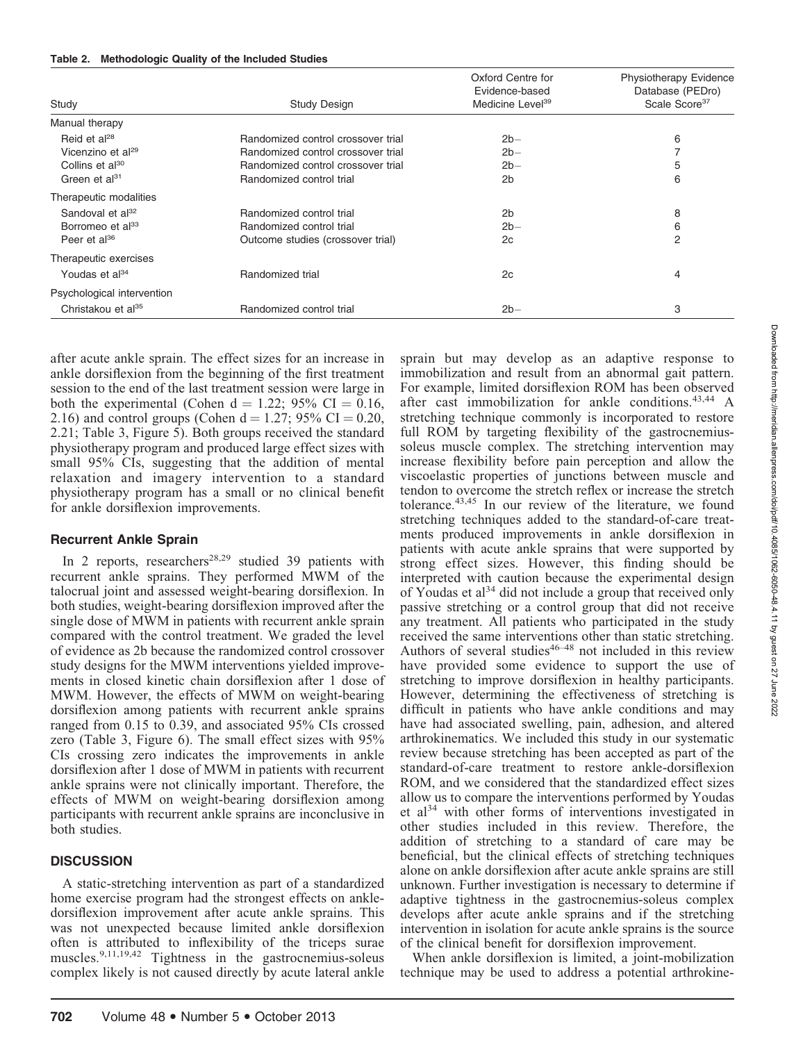**Table 2. Methodologic Quality of the Included Studies**

| Study | Study Design | Oxford Centre for Evidence-based Medicine Level[39] | Physiotherapy Evidence Database (PEDro) Scale Score[37] |
|---|---|---|---|
| Manual therapy | | | |
| Reid et al[28] | Randomized control crossover trial | 2b− | 6 |
| Vicenzino et al[29] | Randomized control crossover trial | 2b− | 7 |
| Collins et al[30] | Randomized control crossover trial | 2b− | 5 |
| Green et al[31] | Randomized control trial | 2b | 6 |
| Therapeutic modalities | | | |
| Sandoval et al[32] | Randomized control trial | 2b | 8 |
| Borromeo et al[33] | Randomized control trial | 2b− | 6 |
| Peer et al[36] | Outcome studies (crossover trial) | 2c | 2 |
| Therapeutic exercises | | | |
| Youdas et al[34] | Randomized trial | 2c | 4 |
| Psychological intervention | | | |
| Christakou et al[35] | Randomized control trial | 2b− | 3 |

after acute ankle sprain. The effect sizes for an increase in ankle dorsiflexion from the beginning of the first treatment session to the end of the last treatment session were large in both the experimental (Cohen d = 1.22; 95% CI = 0.16, 2.16) and control groups (Cohen d = 1.27; 95% CI = 0.20, 2.21; Table 3, Figure 5). Both groups received the standard physiotherapy program and produced large effect sizes with small 95% CIs, suggesting that the addition of mental relaxation and imagery intervention to a standard physiotherapy program has a small or no clinical benefit for ankle dorsiflexion improvements.

### Recurrent Ankle Sprain

In 2 reports, researchers[28,29] studied 39 patients with recurrent ankle sprains. They performed MWM of the talocrural joint and assessed weight-bearing dorsiflexion. In both studies, weight-bearing dorsiflexion improved after the single dose of MWM in patients with recurrent ankle sprain compared with the control treatment. We graded the level of evidence as 2b because the randomized control crossover study designs for the MWM interventions yielded improvements in closed kinetic chain dorsiflexion after 1 dose of MWM. However, the effects of MWM on weight-bearing dorsiflexion among patients with recurrent ankle sprains ranged from 0.15 to 0.39, and associated 95% CIs crossed zero (Table 3, Figure 6). The small effect sizes with 95% CIs crossing zero indicates the improvements in ankle dorsiflexion after 1 dose of MWM in patients with recurrent ankle sprains were not clinically important. Therefore, the effects of MWM on weight-bearing dorsiflexion among participants with recurrent ankle sprains are inconclusive in both studies.

## DISCUSSION

A static-stretching intervention as part of a standardized home exercise program had the strongest effects on ankle-dorsiflexion improvement after acute ankle sprains. This was not unexpected because limited ankle dorsiflexion often is attributed to inflexibility of the triceps surae muscles.[9,11,19,42] Tightness in the gastrocnemius-soleus complex likely is not caused directly by acute lateral ankle sprain but may develop as an adaptive response to immobilization and result from an abnormal gait pattern. For example, limited dorsiflexion ROM has been observed after cast immobilization for ankle conditions.[43,44] A stretching technique commonly is incorporated to restore full ROM by targeting flexibility of the gastrocnemius-soleus muscle complex. The stretching intervention may increase flexibility before pain perception and allow the viscoelastic properties of junctions between muscle and tendon to overcome the stretch reflex or increase the stretch tolerance.[43,45] In our review of the literature, we found stretching techniques added to the standard-of-care treatments produced improvements in ankle dorsiflexion in patients with acute ankle sprains that were supported by strong effect sizes. However, this finding should be interpreted with caution because the experimental design of Youdas et al[34] did not include a group that received only passive stretching or a control group that did not receive any treatment. All patients who participated in the study received the same interventions other than static stretching. Authors of several studies[46–48] not included in this review have provided some evidence to support the use of stretching to improve dorsiflexion in healthy participants. However, determining the effectiveness of stretching is difficult in patients who have ankle conditions and may have had associated swelling, pain, adhesion, and altered arthrokinematics. We included this study in our systematic review because stretching has been accepted as part of the standard-of-care treatment to restore ankle-dorsiflexion ROM, and we considered that the standardized effect sizes allow us to compare the interventions performed by Youdas et al[34] with other forms of interventions investigated in other studies included in this review. Therefore, the addition of stretching to a standard of care may be beneficial, but the clinical effects of stretching techniques alone on ankle dorsiflexion after acute ankle sprains are still unknown. Further investigation is necessary to determine if adaptive tightness in the gastrocnemius-soleus complex develops after acute ankle sprains and if the stretching intervention in isolation for acute ankle sprains is the source of the clinical benefit for dorsiflexion improvement.

When ankle dorsiflexion is limited, a joint-mobilization technique may be used to address a potential arthrokine-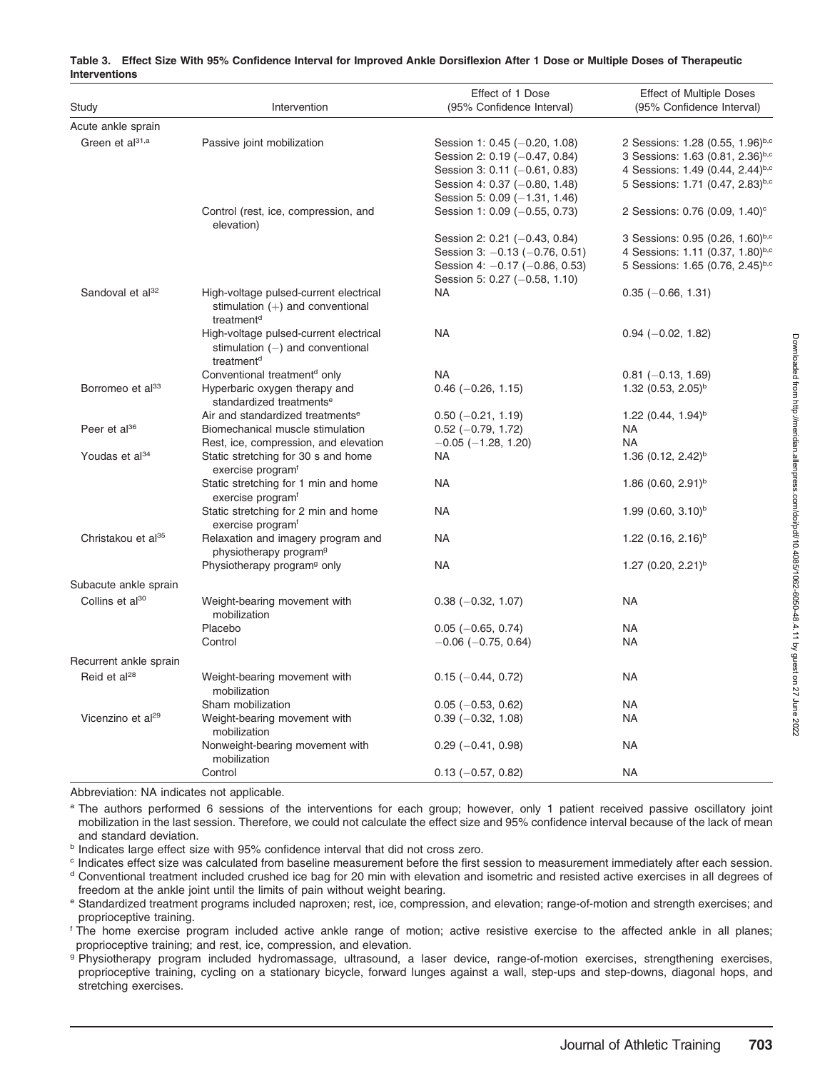**Table 3. Effect Size With 95% Confidence Interval for Improved Ankle Dorsiflexion After 1 Dose or Multiple Doses of Therapeutic Interventions**

| Study | Intervention | Effect of 1 Dose (95% Confidence Interval) | Effect of Multiple Doses (95% Confidence Interval) |
|---|---|---|---|
| Acute ankle sprain | | | |
| Green et al[31,a] | Passive joint mobilization | Session 1: 0.45 (−0.20, 1.08) | 2 Sessions: 1.28 (0.55, 1.96)[b,c] |
| | | Session 2: 0.19 (−0.47, 0.84) | 3 Sessions: 1.63 (0.81, 2.36)[b,c] |
| | | Session 3: 0.11 (−0.61, 0.83) | 4 Sessions: 1.49 (0.44, 2.44)[b,c] |
| | | Session 4: 0.37 (−0.80, 1.48) | 5 Sessions: 1.71 (0.47, 2.83)[b,c] |
| | | Session 5: 0.09 (−1.31, 1.46) | |
| | Control (rest, ice, compression, and elevation) | Session 1: 0.09 (−0.55, 0.73) | 2 Sessions: 0.76 (0.09, 1.40)[c] |
| | | Session 2: 0.21 (−0.43, 0.84) | 3 Sessions: 0.95 (0.26, 1.60)[b,c] |
| | | Session 3: −0.13 (−0.76, 0.51) | 4 Sessions: 1.11 (0.37, 1.80)[b,c] |
| | | Session 4: −0.17 (−0.86, 0.53) | 5 Sessions: 1.65 (0.76, 2.45)[b,c] |
| | | Session 5: 0.27 (−0.58, 1.10) | |
| Sandoval et al[32] | High-voltage pulsed-current electrical stimulation (+) and conventional treatment[d] | NA | 0.35 (−0.66, 1.31) |
| | High-voltage pulsed-current electrical stimulation (−) and conventional treatment[d] | NA | 0.94 (−0.02, 1.82) |
| | Conventional treatment[d] only | NA | 0.81 (−0.13, 1.69) |
| Borromeo et al[33] | Hyperbaric oxygen therapy and standardized treatments[e] | 0.46 (−0.26, 1.15) | 1.32 (0.53, 2.05)[b] |
| | Air and standardized treatments[e] | 0.50 (−0.21, 1.19) | 1.22 (0.44, 1.94)[b] |
| Peer et al[36] | Biomechanical muscle stimulation | 0.52 (−0.79, 1.72) | NA |
| | Rest, ice, compression, and elevation | −0.05 (−1.28, 1.20) | NA |
| Youdas et al[34] | Static stretching for 30 s and home exercise program[f] | NA | 1.36 (0.12, 2.42)[b] |
| | Static stretching for 1 min and home exercise program[f] | NA | 1.86 (0.60, 2.91)[b] |
| | Static stretching for 2 min and home exercise program[f] | NA | 1.99 (0.60, 3.10)[b] |
| Christakou et al[35] | Relaxation and imagery program and physiotherapy program[g] | NA | 1.22 (0.16, 2.16)[b] |
| | Physiotherapy program[g] only | NA | 1.27 (0.20, 2.21)[b] |
| Subacute ankle sprain | | | |
| Collins et al[30] | Weight-bearing movement with mobilization | 0.38 (−0.32, 1.07) | NA |
| | Placebo | 0.05 (−0.65, 0.74) | NA |
| | Control | −0.06 (−0.75, 0.64) | NA |
| Recurrent ankle sprain | | | |
| Reid et al[28] | Weight-bearing movement with mobilization | 0.15 (−0.44, 0.72) | NA |
| | Sham mobilization | 0.05 (−0.53, 0.62) | NA |
| Vicenzino et al[29] | Weight-bearing movement with mobilization | 0.39 (−0.32, 1.08) | NA |
| | Nonweight-bearing movement with mobilization | 0.29 (−0.41, 0.98) | NA |
| | Control | 0.13 (−0.57, 0.82) | NA |

Abbreviation: NA indicates not applicable.

[a] The authors performed 6 sessions of the interventions for each group; however, only 1 patient received passive oscillatory joint mobilization in the last session. Therefore, we could not calculate the effect size and 95% confidence interval because of the lack of mean and standard deviation.

[b] Indicates large effect size with 95% confidence interval that did not cross zero.

[c] Indicates effect size was calculated from baseline measurement before the first session to measurement immediately after each session.

[d] Conventional treatment included crushed ice bag for 20 min with elevation and isometric and resisted active exercises in all degrees of freedom at the ankle joint until the limits of pain without weight bearing.

[e] Standardized treatment programs included naproxen; rest, ice, compression, and elevation; range-of-motion and strength exercises; and proprioceptive training.

[f] The home exercise program included active ankle range of motion; active resistive exercise to the affected ankle in all planes; proprioceptive training; and rest, ice, compression, and elevation.

[g] Physiotherapy program included hydromassage, ultrasound, a laser device, range-of-motion exercises, strengthening exercises, proprioceptive training, cycling on a stationary bicycle, forward lunges against a wall, step-ups and step-downs, diagonal hops, and stretching exercises.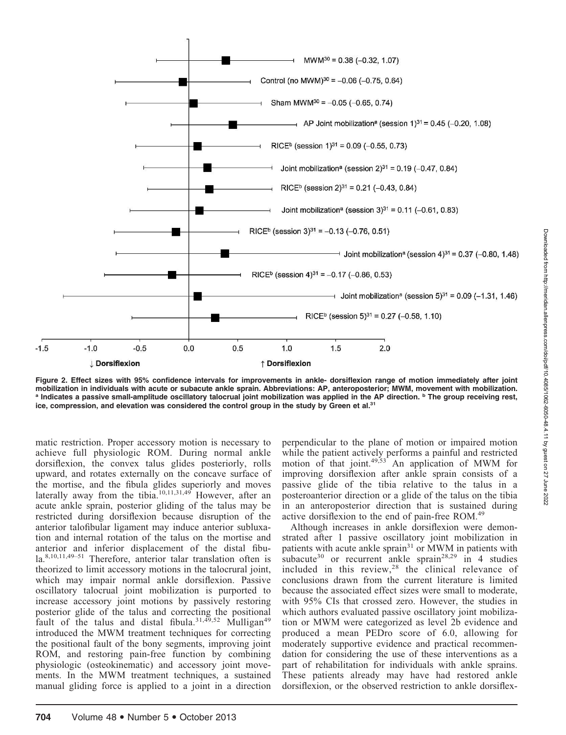Figure 2. Effect sizes with 95% confidence intervals for improvements in ankle- dorsiflexion range of motion immediately after joint mobilization in individuals with acute or subacute ankle sprain. Abbreviations: AP, anteroposterior; MWM, movement with mobilization. [a] Indicates a passive small-amplitude oscillatory talocrural joint mobilization was applied in the AP direction. [b] The group receiving rest, ice, compression, and elevation was considered the control group in the study by Green et al.[31]

matic restriction. Proper accessory motion is necessary to achieve full physiologic ROM. During normal ankle dorsiflexion, the convex talus glides posteriorly, rolls upward, and rotates externally on the concave surface of the mortise, and the fibula glides superiorly and moves laterally away from the tibia.[10,11,31,49] However, after an acute ankle sprain, posterior gliding of the talus may be restricted during dorsiflexion because disruption of the anterior talofibular ligament may induce anterior subluxation and internal rotation of the talus on the mortise and anterior and inferior displacement of the distal fibula.[8,10,11,49–51] Therefore, anterior talar translation often is theorized to limit accessory motions in the talocrural joint, which may impair normal ankle dorsiflexion. Passive oscillatory talocrural joint mobilization is purported to increase accessory joint motions by passively restoring posterior glide of the talus and correcting the positional fault of the talus and distal fibula.[31,49,52] Mulligan[49] introduced the MWM treatment techniques for correcting the positional fault of the bony segments, improving joint ROM, and restoring pain-free function by combining physiologic (osteokinematic) and accessory joint movements. In the MWM treatment techniques, a sustained manual gliding force is applied to a joint in a direction perpendicular to the plane of motion or impaired motion while the patient actively performs a painful and restricted motion of that joint.[49,53] An application of MWM for improving dorsiflexion after ankle sprain consists of a passive glide of the tibia relative to the talus in a posteroanterior direction or a glide of the talus on the tibia in an anteroposterior direction that is sustained during active dorsiflexion to the end of pain-free ROM.[49]

Although increases in ankle dorsiflexion were demonstrated after 1 passive oscillatory joint mobilization in patients with acute ankle sprain[31] or MWM in patients with subacute[30] or recurrent ankle sprain[28,29] in 4 studies included in this review,[28] the clinical relevance of conclusions drawn from the current literature is limited because the associated effect sizes were small to moderate, with 95% CIs that crossed zero. However, the studies in which authors evaluated passive oscillatory joint mobilization or MWM were categorized as level 2b evidence and produced a mean PEDro score of 6.0, allowing for moderately supportive evidence and practical recommendation for considering the use of these interventions as a part of rehabilitation for individuals with ankle sprains. These patients already may have had restored ankle dorsiflexion, or the observed restriction to ankle dorsiflex-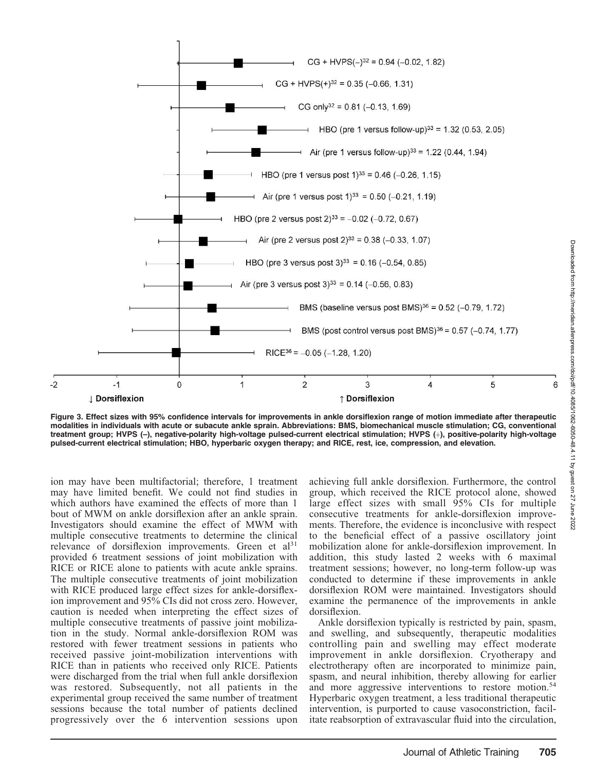CG + HVPS(−)[32] = 0.94 (−0.02, 1.82)

CG + HVPS(+)[32] = 0.35 (−0.66, 1.31)

CG only[32] = 0.81 (−0.13, 1.69)

HBO (pre 1 versus follow-up)[33] = 1.32 (0.53, 2.05)

Air (pre 1 versus follow-up)[33] = 1.22 (0.44, 1.94)

HBO (pre 1 versus post 1)[33] = 0.46 (−0.26, 1.15)

Air (pre 1 versus post 1)[33] = 0.50 (−0.21, 1.19)

HBO (pre 2 versus post 2)[33] = −0.02 (−0.72, 0.67)

Air (pre 2 versus post 2)[33] = 0.38 (−0.33, 1.07)

HBO (pre 3 versus post 3)[33] = 0.16 (−0.54, 0.85)

Air (pre 3 versus post 3)[33] = 0.14 (−0.56, 0.83)

BMS (baseline versus post BMS)[36] = 0.52 (−0.79, 1.72)

BMS (post control versus post BMS)[36] = 0.57 (−0.74, 1.77)

RICE[36] = −0.05 (−1.28, 1.20)

-2 -1 0 1 2 3 4 5 6

↓ Dorsiflexion ↑ Dorsiflexion

**Figure 3. Effect sizes with 95% confidence intervals for improvements in ankle dorsiflexion range of motion immediate after therapeutic modalities in individuals with acute or subacute ankle sprain. Abbreviations: BMS, biomechanical muscle stimulation; CG, conventional treatment group; HVPS (–), negative-polarity high-voltage pulsed-current electrical stimulation; HVPS (+), positive-polarity high-voltage pulsed-current electrical stimulation; HBO, hyperbaric oxygen therapy; and RICE, rest, ice, compression, and elevation.**

ion may have been multifactorial; therefore, 1 treatment may have limited benefit. We could not find studies in which authors have examined the effects of more than 1 bout of MWM on ankle dorsiflexion after an ankle sprain. Investigators should examine the effect of MWM with multiple consecutive treatments to determine the clinical relevance of dorsiflexion improvements. Green et al[31] provided 6 treatment sessions of joint mobilization with RICE or RICE alone to patients with acute ankle sprains. The multiple consecutive treatments of joint mobilization with RICE produced large effect sizes for ankle-dorsiflexion improvement and 95% CIs did not cross zero. However, caution is needed when interpreting the effect sizes of multiple consecutive treatments of passive joint mobilization in the study. Normal ankle-dorsiflexion ROM was restored with fewer treatment sessions in patients who received passive joint-mobilization interventions with RICE than in patients who received only RICE. Patients were discharged from the trial when full ankle dorsiflexion was restored. Subsequently, not all patients in the experimental group received the same number of treatment sessions because the total number of patients declined progressively over the 6 intervention sessions upon achieving full ankle dorsiflexion. Furthermore, the control group, which received the RICE protocol alone, showed large effect sizes with small 95% CIs for multiple consecutive treatments for ankle-dorsiflexion improvements. Therefore, the evidence is inconclusive with respect to the beneficial effect of a passive oscillatory joint mobilization alone for ankle-dorsiflexion improvement. In addition, this study lasted 2 weeks with 6 maximal treatment sessions; however, no long-term follow-up was conducted to determine if these improvements in ankle dorsiflexion ROM were maintained. Investigators should examine the permanence of the improvements in ankle dorsiflexion.

Ankle dorsiflexion typically is restricted by pain, spasm, and swelling, and subsequently, therapeutic modalities controlling pain and swelling may effect moderate improvement in ankle dorsiflexion. Cryotherapy and electrotherapy often are incorporated to minimize pain, spasm, and neural inhibition, thereby allowing for earlier and more aggressive interventions to restore motion.[54] Hyperbaric oxygen treatment, a less traditional therapeutic intervention, is purported to cause vasoconstriction, facilitate reabsorption of extravascular fluid into the circulation,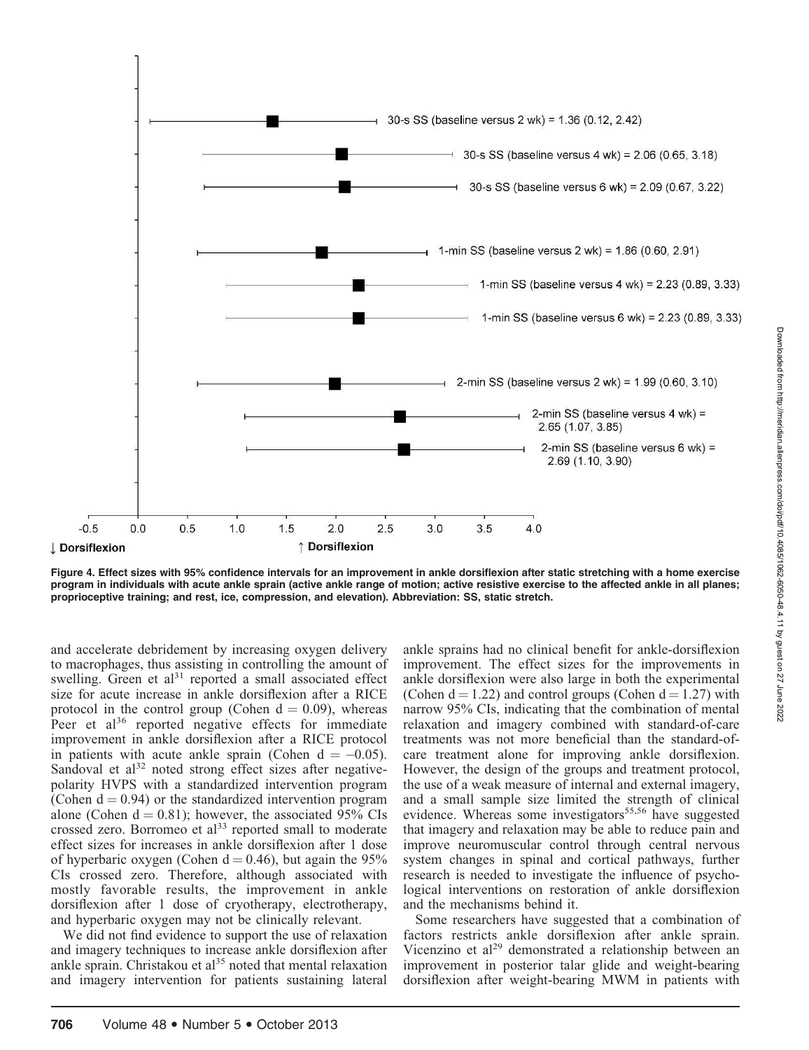Figure 4. Effect sizes with 95% confidence intervals for an improvement in ankle dorsiflexion after static stretching with a home exercise program in individuals with acute ankle sprain (active ankle range of motion; active resistive exercise to the affected ankle in all planes; proprioceptive training; and rest, ice, compression, and elevation). Abbreviation: SS, static stretch.

and accelerate debridement by increasing oxygen delivery to macrophages, thus assisting in controlling the amount of swelling. Green et al[31] reported a small associated effect size for acute increase in ankle dorsiflexion after a RICE protocol in the control group (Cohen d = 0.09), whereas Peer et al[36] reported negative effects for immediate improvement in ankle dorsiflexion after a RICE protocol in patients with acute ankle sprain (Cohen d = –0.05). Sandoval et al[32] noted strong effect sizes after negative-polarity HVPS with a standardized intervention program (Cohen d = 0.94) or the standardized intervention program alone (Cohen d = 0.81); however, the associated 95% CIs crossed zero. Borromeo et al[33] reported small to moderate effect sizes for increases in ankle dorsiflexion after 1 dose of hyperbaric oxygen (Cohen d = 0.46), but again the 95% CIs crossed zero. Therefore, although associated with mostly favorable results, the improvement in ankle dorsiflexion after 1 dose of cryotherapy, electrotherapy, and hyperbaric oxygen may not be clinically relevant.

We did not find evidence to support the use of relaxation and imagery techniques to increase ankle dorsiflexion after ankle sprain. Christakou et al[35] noted that mental relaxation and imagery intervention for patients sustaining lateral ankle sprains had no clinical benefit for ankle-dorsiflexion improvement. The effect sizes for the improvements in ankle dorsiflexion were also large in both the experimental (Cohen d = 1.22) and control groups (Cohen d = 1.27) with narrow 95% CIs, indicating that the combination of mental relaxation and imagery combined with standard-of-care treatments was not more beneficial than the standard-of-care treatment alone for improving ankle dorsiflexion. However, the design of the groups and treatment protocol, the use of a weak measure of internal and external imagery, and a small sample size limited the strength of clinical evidence. Whereas some investigators[55,56] have suggested that imagery and relaxation may be able to reduce pain and improve neuromuscular control through central nervous system changes in spinal and cortical pathways, further research is needed to investigate the influence of psychological interventions on restoration of ankle dorsiflexion and the mechanisms behind it.

Some researchers have suggested that a combination of factors restricts ankle dorsiflexion after ankle sprain. Vicenzino et al[29] demonstrated a relationship between an improvement in posterior talar glide and weight-bearing dorsiflexion after weight-bearing MWM in patients with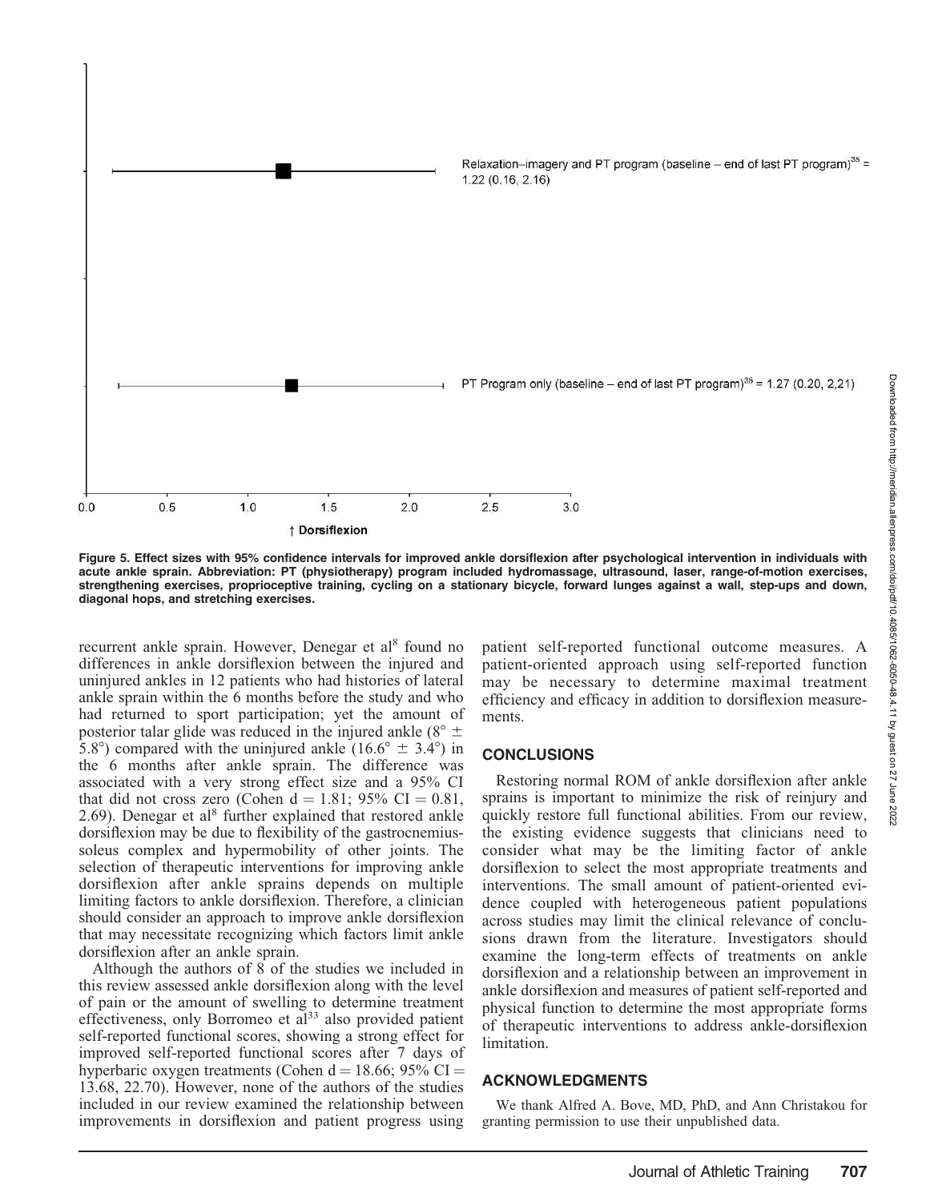Relaxation–imagery and PT program (baseline – end of last PT program)[35] = 1.22 (0.16, 2.16)

PT Program only (baseline – end of last PT program)[35] = 1.27 (0.20, 2,21)

0.0 0.5 1.0 1.5 2.0 2.5 3.0

↑ Dorsiflexion

**Figure 5. Effect sizes with 95% confidence intervals for improved ankle dorsiflexion after psychological intervention in individuals with acute ankle sprain. Abbreviation: PT (physiotherapy) program included hydromassage, ultrasound, laser, range-of-motion exercises, strengthening exercises, proprioceptive training, cycling on a stationary bicycle, forward lunges against a wall, step-ups and down, diagonal hops, and stretching exercises.**

recurrent ankle sprain. However, Denegar et al[8] found no differences in ankle dorsiflexion between the injured and uninjured ankles in 12 patients who had histories of lateral ankle sprain within the 6 months before the study and who had returned to sport participation; yet the amount of posterior talar glide was reduced in the injured ankle (8° ± 5.8°) compared with the uninjured ankle (16.6° ± 3.4°) in the 6 months after ankle sprain. The difference was associated with a very strong effect size and a 95% CI that did not cross zero (Cohen d = 1.81; 95% CI = 0.81, 2.69). Denegar et al[8] further explained that restored ankle dorsiflexion may be due to flexibility of the gastrocnemius-soleus complex and hypermobility of other joints. The selection of therapeutic interventions for improving ankle dorsiflexion after ankle sprains depends on multiple limiting factors to ankle dorsiflexion. Therefore, a clinician should consider an approach to improve ankle dorsiflexion that may necessitate recognizing which factors limit ankle dorsiflexion after an ankle sprain.

Although the authors of 8 of the studies we included in this review assessed ankle dorsiflexion along with the level of pain or the amount of swelling to determine treatment effectiveness, only Borromeo et al[33] also provided patient self-reported functional scores, showing a strong effect for improved self-reported functional scores after 7 days of hyperbaric oxygen treatments (Cohen d = 18.66; 95% CI = 13.68, 22.70). However, none of the authors of the studies included in our review examined the relationship between improvements in dorsiflexion and patient progress using patient self-reported functional outcome measures. A patient-oriented approach using self-reported function may be necessary to determine maximal treatment efficiency and efficacy in addition to dorsiflexion measurements.

## CONCLUSIONS

Restoring normal ROM of ankle dorsiflexion after ankle sprains is important to minimize the risk of reinjury and quickly restore full functional abilities. From our review, the existing evidence suggests that clinicians need to consider what may be the limiting factor of ankle dorsiflexion to select the most appropriate treatments and interventions. The small amount of patient-oriented evidence coupled with heterogeneous patient populations across studies may limit the clinical relevance of conclusions drawn from the literature. Investigators should examine the long-term effects of treatments on ankle dorsiflexion and a relationship between an improvement in ankle dorsiflexion and measures of patient self-reported and physical function to determine the most appropriate forms of therapeutic interventions to address ankle-dorsiflexion limitation.

## ACKNOWLEDGMENTS

We thank Alfred A. Bove, MD, PhD, and Ann Christakou for granting permission to use their unpublished data.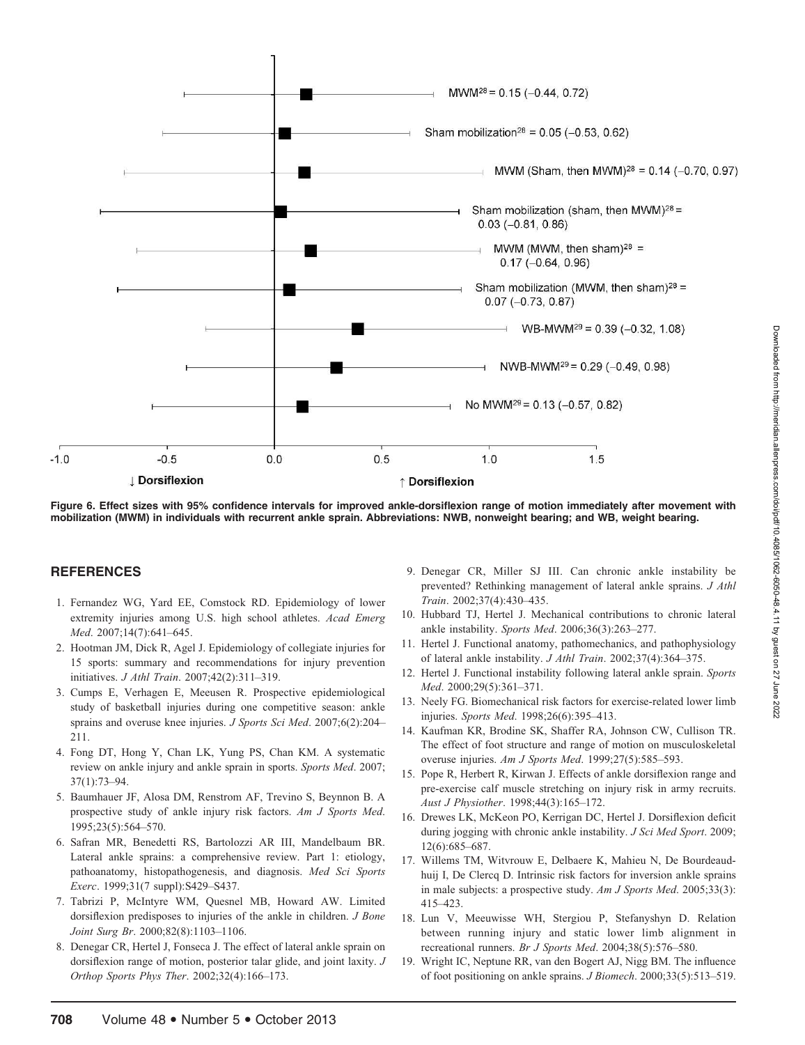MWM[28] = 0.15 (−0.44, 0.72)

Sham mobilization[28] = 0.05 (−0.53, 0.62)

MWM (Sham, then MWM)[28] = 0.14 (−0.70, 0.97)

Sham mobilization (sham, then MWM)[28] = 0.03 (−0.81, 0.86)

MWM (MWM, then sham)[28] = 0.17 (−0.64, 0.96)

Sham mobilization (MWM, then sham)[28] = 0.07 (−0.73, 0.87)

WB-MWM[29] = 0.39 (−0.32, 1.08)

NWB-MWM[29] = 0.29 (−0.49, 0.98)

No MWM[29] = 0.13 (−0.57, 0.82)

-1.0 -0.5 0.0 0.5 1.0 1.5

↓ Dorsiflexion ↑ Dorsiflexion

**Figure 6. Effect sizes with 95% confidence intervals for improved ankle-dorsiflexion range of motion immediately after movement with mobilization (MWM) in individuals with recurrent ankle sprain. Abbreviations: NWB, nonweight bearing; and WB, weight bearing.**

## REFERENCES

1. Fernandez WG, Yard EE, Comstock RD. Epidemiology of lower extremity injuries among U.S. high school athletes. *Acad Emerg Med*. 2007;14(7):641–645.
2. Hootman JM, Dick R, Agel J. Epidemiology of collegiate injuries for 15 sports: summary and recommendations for injury prevention initiatives. *J Athl Train*. 2007;42(2):311–319.
3. Cumps E, Verhagen E, Meeusen R. Prospective epidemiological study of basketball injuries during one competitive season: ankle sprains and overuse knee injuries. *J Sports Sci Med*. 2007;6(2):204–211.
4. Fong DT, Hong Y, Chan LK, Yung PS, Chan KM. A systematic review on ankle injury and ankle sprain in sports. *Sports Med*. 2007;37(1):73–94.
5. Baumhauer JF, Alosa DM, Renstrom AF, Trevino S, Beynnon B. A prospective study of ankle injury risk factors. *Am J Sports Med*. 1995;23(5):564–570.
6. Safran MR, Benedetti RS, Bartolozzi AR III, Mandelbaum BR. Lateral ankle sprains: a comprehensive review. Part 1: etiology, pathoanatomy, histopathogenesis, and diagnosis. *Med Sci Sports Exerc*. 1999;31(7 suppl):S429–S437.
7. Tabrizi P, McIntyre WM, Quesnel MB, Howard AW. Limited dorsiflexion predisposes to injuries of the ankle in children. *J Bone Joint Surg Br*. 2000;82(8):1103–1106.
8. Denegar CR, Hertel J, Fonseca J. The effect of lateral ankle sprain on dorsiflexion range of motion, posterior talar glide, and joint laxity. *J Orthop Sports Phys Ther*. 2002;32(4):166–173.
9. Denegar CR, Miller SJ III. Can chronic ankle instability be prevented? Rethinking management of lateral ankle sprains. *J Athl Train*. 2002;37(4):430–435.
10. Hubbard TJ, Hertel J. Mechanical contributions to chronic lateral ankle instability. *Sports Med*. 2006;36(3):263–277.
11. Hertel J. Functional anatomy, pathomechanics, and pathophysiology of lateral ankle instability. *J Athl Train*. 2002;37(4):364–375.
12. Hertel J. Functional instability following lateral ankle sprain. *Sports Med*. 2000;29(5):361–371.
13. Neely FG. Biomechanical risk factors for exercise-related lower limb injuries. *Sports Med*. 1998;26(6):395–413.
14. Kaufman KR, Brodine SK, Shaffer RA, Johnson CW, Cullison TR. The effect of foot structure and range of motion on musculoskeletal overuse injuries. *Am J Sports Med*. 1999;27(5):585–593.
15. Pope R, Herbert R, Kirwan J. Effects of ankle dorsiflexion range and pre-exercise calf muscle stretching on injury risk in army recruits. *Aust J Physiother*. 1998;44(3):165–172.
16. Drewes LK, McKeon PO, Kerrigan DC, Hertel J. Dorsiflexion deficit during jogging with chronic ankle instability. *J Sci Med Sport*. 2009;12(6):685–687.
17. Willems TM, Witvrouw E, Delbaere K, Mahieu N, De Bourdeaudhuij I, De Clercq D. Intrinsic risk factors for inversion ankle sprains in male subjects: a prospective study. *Am J Sports Med*. 2005;33(3):415–423.
18. Lun V, Meeuwisse WH, Stergiou P, Stefanyshyn D. Relation between running injury and static lower limb alignment in recreational runners. *Br J Sports Med*. 2004;38(5):576–580.
19. Wright IC, Neptune RR, van den Bogert AJ, Nigg BM. The influence of foot positioning on ankle sprains. *J Biomech*. 2000;33(5):513–519.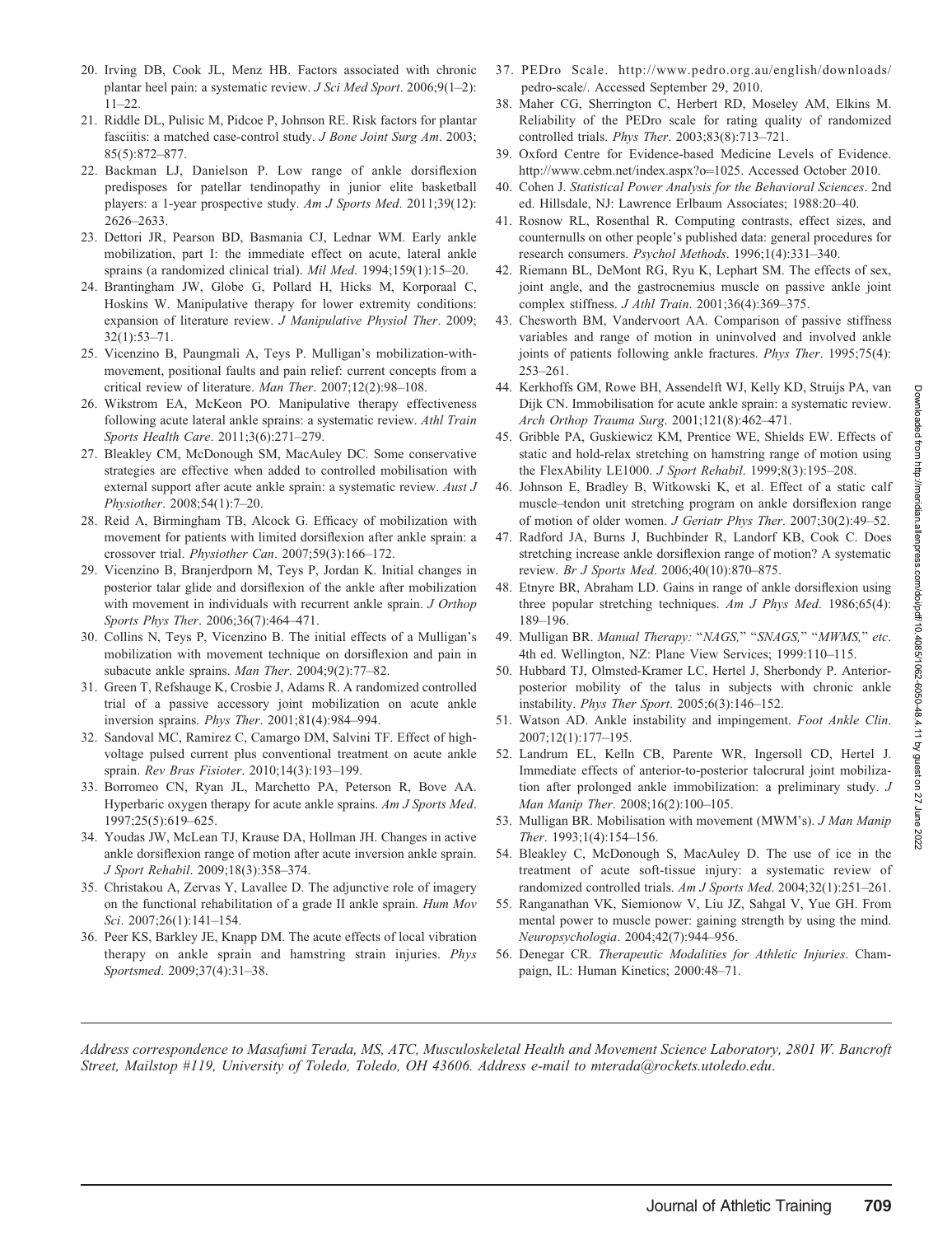20. Irving DB, Cook JL, Menz HB. Factors associated with chronic plantar heel pain: a systematic review. *J Sci Med Sport*. 2006;9(1–2): 11–22.
21. Riddle DL, Pulisic M, Pidcoe P, Johnson RE. Risk factors for plantar fasciitis: a matched case-control study. *J Bone Joint Surg Am*. 2003; 85(5):872–877.
22. Backman LJ, Danielson P. Low range of ankle dorsiflexion predisposes for patellar tendinopathy in junior elite basketball players: a 1-year prospective study. *Am J Sports Med*. 2011;39(12): 2626–2633.
23. Dettori JR, Pearson BD, Basmania CJ, Lednar WM. Early ankle mobilization, part I: the immediate effect on acute, lateral ankle sprains (a randomized clinical trial). *Mil Med*. 1994;159(1):15–20.
24. Brantingham JW, Globe G, Pollard H, Hicks M, Korporaal C, Hoskins W. Manipulative therapy for lower extremity conditions: expansion of literature review. *J Manipulative Physiol Ther*. 2009; 32(1):53–71.
25. Vicenzino B, Paungmali A, Teys P. Mulligan's mobilization-with-movement, positional faults and pain relief: current concepts from a critical review of literature. *Man Ther*. 2007;12(2):98–108.
26. Wikstrom EA, McKeon PO. Manipulative therapy effectiveness following acute lateral ankle sprains: a systematic review. *Athl Train Sports Health Care*. 2011;3(6):271–279.
27. Bleakley CM, McDonough SM, MacAuley DC. Some conservative strategies are effective when added to controlled mobilisation with external support after acute ankle sprain: a systematic review. *Aust J Physiother*. 2008;54(1):7–20.
28. Reid A, Birmingham TB, Alcock G. Efficacy of mobilization with movement for patients with limited dorsiflexion after ankle sprain: a crossover trial. *Physiother Can*. 2007;59(3):166–172.
29. Vicenzino B, Branjerdporn M, Teys P, Jordan K. Initial changes in posterior talar glide and dorsiflexion of the ankle after mobilization with movement in individuals with recurrent ankle sprain. *J Orthop Sports Phys Ther*. 2006;36(7):464–471.
30. Collins N, Teys P, Vicenzino B. The initial effects of a Mulligan's mobilization with movement technique on dorsiflexion and pain in subacute ankle sprains. *Man Ther*. 2004;9(2):77–82.
31. Green T, Refshauge K, Crosbie J, Adams R. A randomized controlled trial of a passive accessory joint mobilization on acute ankle inversion sprains. *Phys Ther*. 2001;81(4):984–994.
32. Sandoval MC, Ramirez C, Camargo DM, Salvini TF. Effect of high-voltage pulsed current plus conventional treatment on acute ankle sprain. *Rev Bras Fisioter*. 2010;14(3):193–199.
33. Borromeo CN, Ryan JL, Marchetto PA, Peterson R, Bove AA. Hyperbaric oxygen therapy for acute ankle sprains. *Am J Sports Med*. 1997;25(5):619–625.
34. Youdas JW, McLean TJ, Krause DA, Hollman JH. Changes in active ankle dorsiflexion range of motion after acute inversion ankle sprain. *J Sport Rehabil*. 2009;18(3):358–374.
35. Christakou A, Zervas Y, Lavallee D. The adjunctive role of imagery on the functional rehabilitation of a grade II ankle sprain. *Hum Mov Sci*. 2007;26(1):141–154.
36. Peer KS, Barkley JE, Knapp DM. The acute effects of local vibration therapy on ankle sprain and hamstring strain injuries. *Phys Sportsmed*. 2009;37(4):31–38.
37. PEDro Scale. http://www.pedro.org.au/english/downloads/pedro-scale/. Accessed September 29, 2010.
38. Maher CG, Sherrington C, Herbert RD, Moseley AM, Elkins M. Reliability of the PEDro scale for rating quality of randomized controlled trials. *Phys Ther*. 2003;83(8):713–721.
39. Oxford Centre for Evidence-based Medicine Levels of Evidence. http://www.cebm.net/index.aspx?o=1025. Accessed October 2010.
40. Cohen J. *Statistical Power Analysis for the Behavioral Sciences*. 2nd ed. Hillsdale, NJ: Lawrence Erlbaum Associates; 1988:20–40.
41. Rosnow RL, Rosenthal R. Computing contrasts, effect sizes, and counternulls on other people's published data: general procedures for research consumers. *Psychol Methods*. 1996;1(4):331–340.
42. Riemann BL, DeMont RG, Ryu K, Lephart SM. The effects of sex, joint angle, and the gastrocnemius muscle on passive ankle joint complex stiffness. *J Athl Train*. 2001;36(4):369–375.
43. Chesworth BM, Vandervoort AA. Comparison of passive stiffness variables and range of motion in uninvolved and involved ankle joints of patients following ankle fractures. *Phys Ther*. 1995;75(4): 253–261.
44. Kerkhoffs GM, Rowe BH, Assendelft WJ, Kelly KD, Struijs PA, van Dijk CN. Immobilisation for acute ankle sprain: a systematic review. *Arch Orthop Trauma Surg*. 2001;121(8):462–471.
45. Gribble PA, Guskiewicz KM, Prentice WE, Shields EW. Effects of static and hold-relax stretching on hamstring range of motion using the FlexAbility LE1000. *J Sport Rehabil*. 1999;8(3):195–208.
46. Johnson E, Bradley B, Witkowski K, et al. Effect of a static calf muscle–tendon unit stretching program on ankle dorsiflexion range of motion of older women. *J Geriatr Phys Ther*. 2007;30(2):49–52.
47. Radford JA, Burns J, Buchbinder R, Landorf KB, Cook C. Does stretching increase ankle dorsiflexion range of motion? A systematic review. *Br J Sports Med*. 2006;40(10):870–875.
48. Etnyre BR, Abraham LD. Gains in range of ankle dorsiflexion using three popular stretching techniques. *Am J Phys Med*. 1986;65(4): 189–196.
49. Mulligan BR. *Manual Therapy: "NAGS," "SNAGS," "MWMS," etc*. 4th ed. Wellington, NZ: Plane View Services; 1999:110–115.
50. Hubbard TJ, Olmsted-Kramer LC, Hertel J, Sherbondy P. Anterior-posterior mobility of the talus in subjects with chronic ankle instability. *Phys Ther Sport*. 2005;6(3):146–152.
51. Watson AD. Ankle instability and impingement. *Foot Ankle Clin*. 2007;12(1):177–195.
52. Landrum EL, Kelln CB, Parente WR, Ingersoll CD, Hertel J. Immediate effects of anterior-to-posterior talocrural joint mobilization after prolonged ankle immobilization: a preliminary study. *J Man Manip Ther*. 2008;16(2):100–105.
53. Mulligan BR. Mobilisation with movement (MWM's). *J Man Manip Ther*. 1993;1(4):154–156.
54. Bleakley C, McDonough S, MacAuley D. The use of ice in the treatment of acute soft-tissue injury: a systematic review of randomized controlled trials. *Am J Sports Med*. 2004;32(1):251–261.
55. Ranganathan VK, Siemionow V, Liu JZ, Sahgal V, Yue GH. From mental power to muscle power: gaining strength by using the mind. *Neuropsychologia*. 2004;42(7):944–956.
56. Denegar CR. *Therapeutic Modalities for Athletic Injuries*. Champaign, IL: Human Kinetics; 2000:48–71.

---

*Address correspondence to Masafumi Terada, MS, ATC, Musculoskeletal Health and Movement Science Laboratory, 2801 W. Bancroft Street, Mailstop #119, University of Toledo, Toledo, OH 43606. Address e-mail to mterada@rockets.utoledo.edu.*